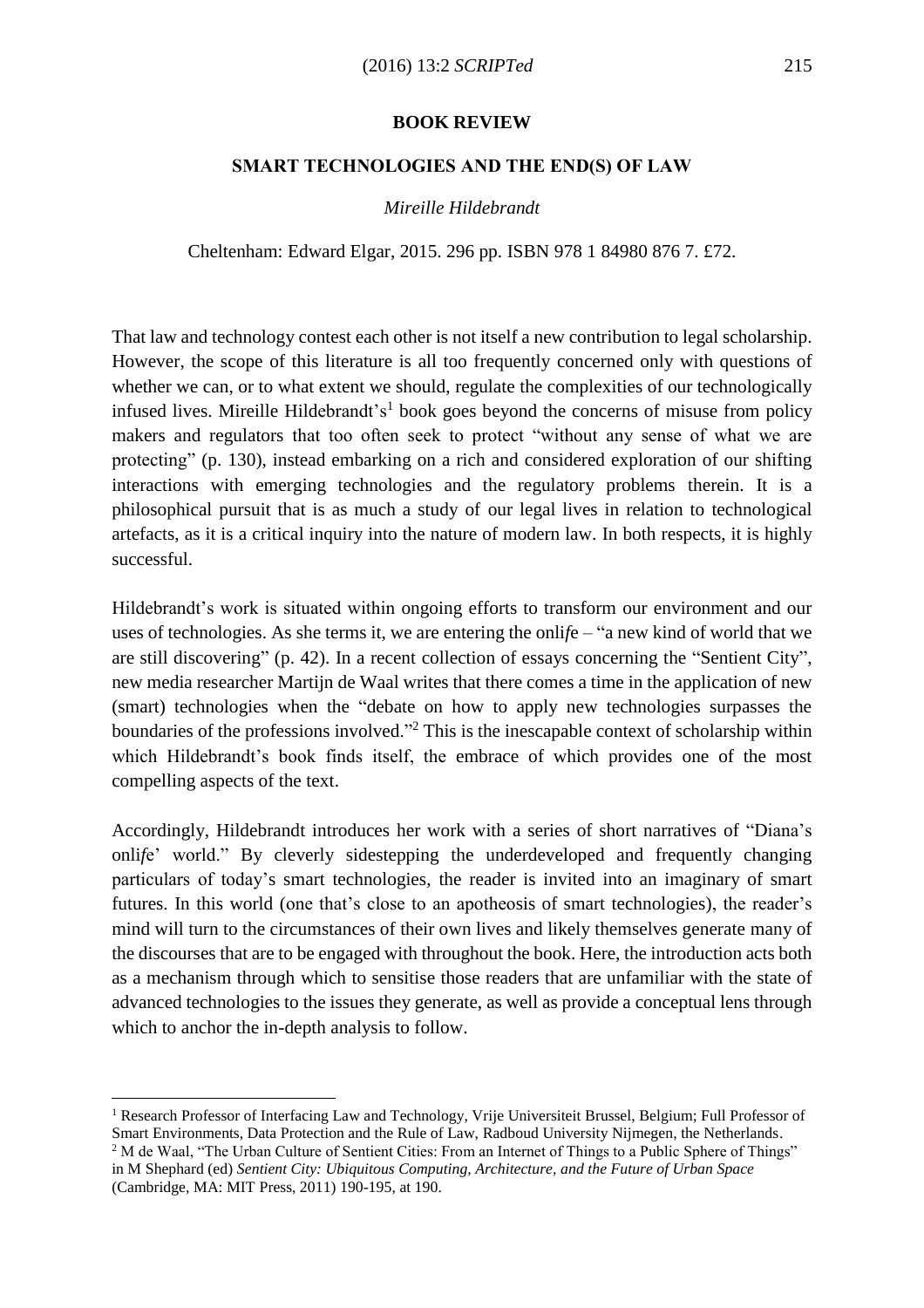## BOOK REVIEW

### SMART TECHNOLOGIES AND THE END(S) OF LAW

*Mireille Hildebrandt*

Cheltenham: Edward Elgar, 2015. 296 pp. ISBN 978 1 84980 876 7. £72.

That law and technology contest each other is not itself a new contribution to legal scholarship. However, the scope of this literature is all too frequently concerned only with questions of whether we can, or to what extent we should, regulate the complexities of our technologically infused lives. Mireille Hildebrandt's[1] book goes beyond the concerns of misuse from policy makers and regulators that too often seek to protect "without any sense of what we are protecting" (p. 130), instead embarking on a rich and considered exploration of our shifting interactions with emerging technologies and the regulatory problems therein. It is a philosophical pursuit that is as much a study of our legal lives in relation to technological artefacts, as it is a critical inquiry into the nature of modern law. In both respects, it is highly successful.

Hildebrandt's work is situated within ongoing efforts to transform our environment and our uses of technologies. As she terms it, we are entering the onli*f*e – "a new kind of world that we are still discovering" (p. 42). In a recent collection of essays concerning the "Sentient City", new media researcher Martijn de Waal writes that there comes a time in the application of new (smart) technologies when the "debate on how to apply new technologies surpasses the boundaries of the professions involved."[2] This is the inescapable context of scholarship within which Hildebrandt's book finds itself, the embrace of which provides one of the most compelling aspects of the text.

Accordingly, Hildebrandt introduces her work with a series of short narratives of "Diana's onli*f*e' world." By cleverly sidestepping the underdeveloped and frequently changing particulars of today's smart technologies, the reader is invited into an imaginary of smart futures. In this world (one that's close to an apotheosis of smart technologies), the reader's mind will turn to the circumstances of their own lives and likely themselves generate many of the discourses that are to be engaged with throughout the book. Here, the introduction acts both as a mechanism through which to sensitise those readers that are unfamiliar with the state of advanced technologies to the issues they generate, as well as provide a conceptual lens through which to anchor the in-depth analysis to follow.

---

[1] Research Professor of Interfacing Law and Technology, Vrije Universiteit Brussel, Belgium; Full Professor of Smart Environments, Data Protection and the Rule of Law, Radboud University Nijmegen, the Netherlands.

[2] M de Waal, "The Urban Culture of Sentient Cities: From an Internet of Things to a Public Sphere of Things" in M Shephard (ed) *Sentient City: Ubiquitous Computing, Architecture, and the Future of Urban Space* (Cambridge, MA: MIT Press, 2011) 190-195, at 190.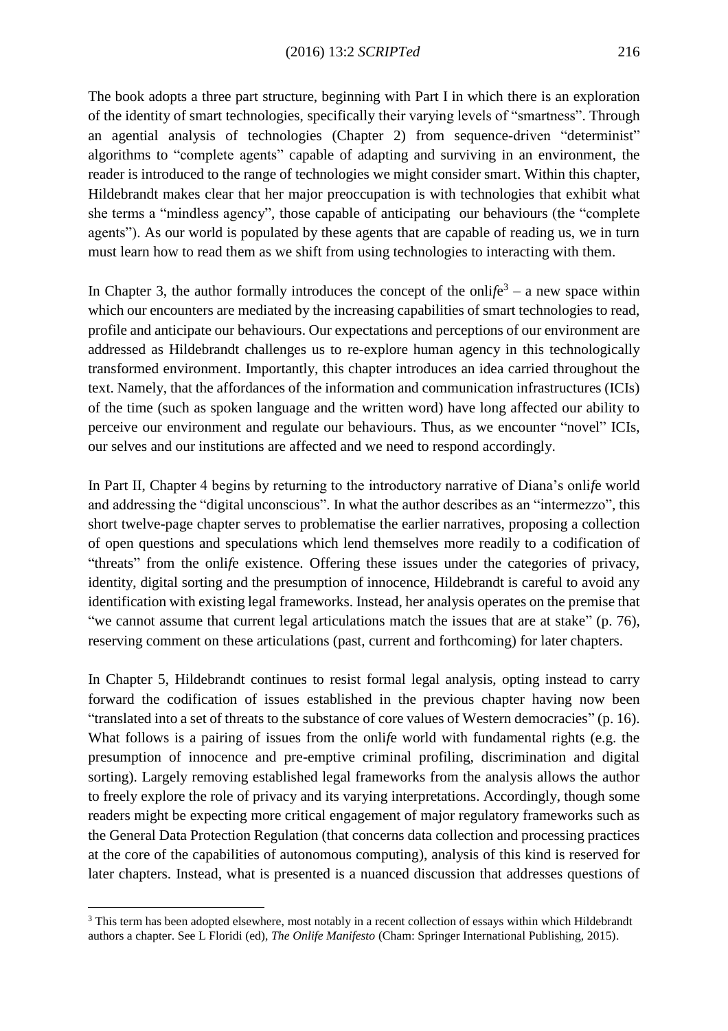The book adopts a three part structure, beginning with Part I in which there is an exploration of the identity of smart technologies, specifically their varying levels of "smartness". Through an agential analysis of technologies (Chapter 2) from sequence-driven "determinist" algorithms to "complete agents" capable of adapting and surviving in an environment, the reader is introduced to the range of technologies we might consider smart. Within this chapter, Hildebrandt makes clear that her major preoccupation is with technologies that exhibit what she terms a "mindless agency", those capable of anticipating our behaviours (the "complete agents"). As our world is populated by these agents that are capable of reading us, we in turn must learn how to read them as we shift from using technologies to interacting with them.

In Chapter 3, the author formally introduces the concept of the onli*f*e[3] – a new space within which our encounters are mediated by the increasing capabilities of smart technologies to read, profile and anticipate our behaviours. Our expectations and perceptions of our environment are addressed as Hildebrandt challenges us to re-explore human agency in this technologically transformed environment. Importantly, this chapter introduces an idea carried throughout the text. Namely, that the affordances of the information and communication infrastructures (ICIs) of the time (such as spoken language and the written word) have long affected our ability to perceive our environment and regulate our behaviours. Thus, as we encounter "novel" ICIs, our selves and our institutions are affected and we need to respond accordingly.

In Part II, Chapter 4 begins by returning to the introductory narrative of Diana's onli*f*e world and addressing the "digital unconscious". In what the author describes as an "intermezzo", this short twelve-page chapter serves to problematise the earlier narratives, proposing a collection of open questions and speculations which lend themselves more readily to a codification of "threats" from the onli*f*e existence. Offering these issues under the categories of privacy, identity, digital sorting and the presumption of innocence, Hildebrandt is careful to avoid any identification with existing legal frameworks. Instead, her analysis operates on the premise that "we cannot assume that current legal articulations match the issues that are at stake" (p. 76), reserving comment on these articulations (past, current and forthcoming) for later chapters.

In Chapter 5, Hildebrandt continues to resist formal legal analysis, opting instead to carry forward the codification of issues established in the previous chapter having now been "translated into a set of threats to the substance of core values of Western democracies" (p. 16). What follows is a pairing of issues from the onli*f*e world with fundamental rights (e.g. the presumption of innocence and pre-emptive criminal profiling, discrimination and digital sorting). Largely removing established legal frameworks from the analysis allows the author to freely explore the role of privacy and its varying interpretations. Accordingly, though some readers might be expecting more critical engagement of major regulatory frameworks such as the General Data Protection Regulation (that concerns data collection and processing practices at the core of the capabilities of autonomous computing), analysis of this kind is reserved for later chapters. Instead, what is presented is a nuanced discussion that addresses questions of

---

[3] This term has been adopted elsewhere, most notably in a recent collection of essays within which Hildebrandt authors a chapter. See L Floridi (ed), *The Onlife Manifesto* (Cham: Springer International Publishing, 2015).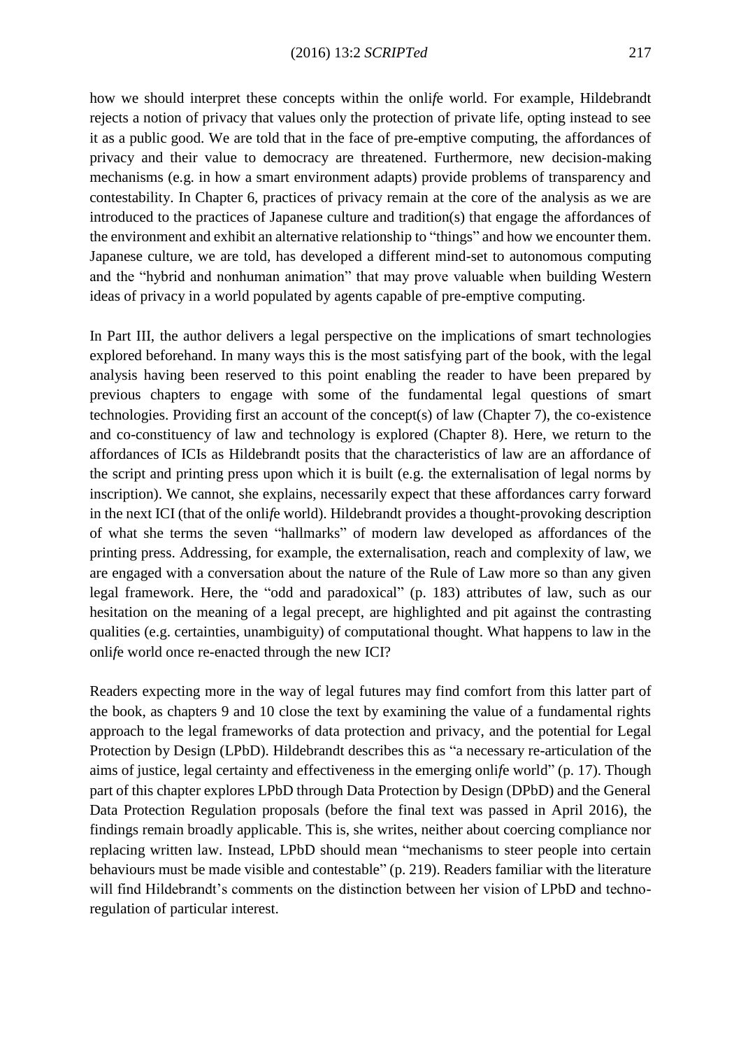how we should interpret these concepts within the onli*f*e world. For example, Hildebrandt rejects a notion of privacy that values only the protection of private life, opting instead to see it as a public good. We are told that in the face of pre-emptive computing, the affordances of privacy and their value to democracy are threatened. Furthermore, new decision-making mechanisms (e.g. in how a smart environment adapts) provide problems of transparency and contestability. In Chapter 6, practices of privacy remain at the core of the analysis as we are introduced to the practices of Japanese culture and tradition(s) that engage the affordances of the environment and exhibit an alternative relationship to "things" and how we encounter them. Japanese culture, we are told, has developed a different mind-set to autonomous computing and the "hybrid and nonhuman animation" that may prove valuable when building Western ideas of privacy in a world populated by agents capable of pre-emptive computing.

In Part III, the author delivers a legal perspective on the implications of smart technologies explored beforehand. In many ways this is the most satisfying part of the book, with the legal analysis having been reserved to this point enabling the reader to have been prepared by previous chapters to engage with some of the fundamental legal questions of smart technologies. Providing first an account of the concept(s) of law (Chapter 7), the co-existence and co-constituency of law and technology is explored (Chapter 8). Here, we return to the affordances of ICIs as Hildebrandt posits that the characteristics of law are an affordance of the script and printing press upon which it is built (e.g. the externalisation of legal norms by inscription). We cannot, she explains, necessarily expect that these affordances carry forward in the next ICI (that of the onli*f*e world). Hildebrandt provides a thought-provoking description of what she terms the seven "hallmarks" of modern law developed as affordances of the printing press. Addressing, for example, the externalisation, reach and complexity of law, we are engaged with a conversation about the nature of the Rule of Law more so than any given legal framework. Here, the "odd and paradoxical" (p. 183) attributes of law, such as our hesitation on the meaning of a legal precept, are highlighted and pit against the contrasting qualities (e.g. certainties, unambiguity) of computational thought. What happens to law in the onli*f*e world once re-enacted through the new ICI?

Readers expecting more in the way of legal futures may find comfort from this latter part of the book, as chapters 9 and 10 close the text by examining the value of a fundamental rights approach to the legal frameworks of data protection and privacy, and the potential for Legal Protection by Design (LPbD). Hildebrandt describes this as "a necessary re-articulation of the aims of justice, legal certainty and effectiveness in the emerging onli*f*e world" (p. 17). Though part of this chapter explores LPbD through Data Protection by Design (DPbD) and the General Data Protection Regulation proposals (before the final text was passed in April 2016), the findings remain broadly applicable. This is, she writes, neither about coercing compliance nor replacing written law. Instead, LPbD should mean "mechanisms to steer people into certain behaviours must be made visible and contestable" (p. 219). Readers familiar with the literature will find Hildebrandt's comments on the distinction between her vision of LPbD and techno-regulation of particular interest.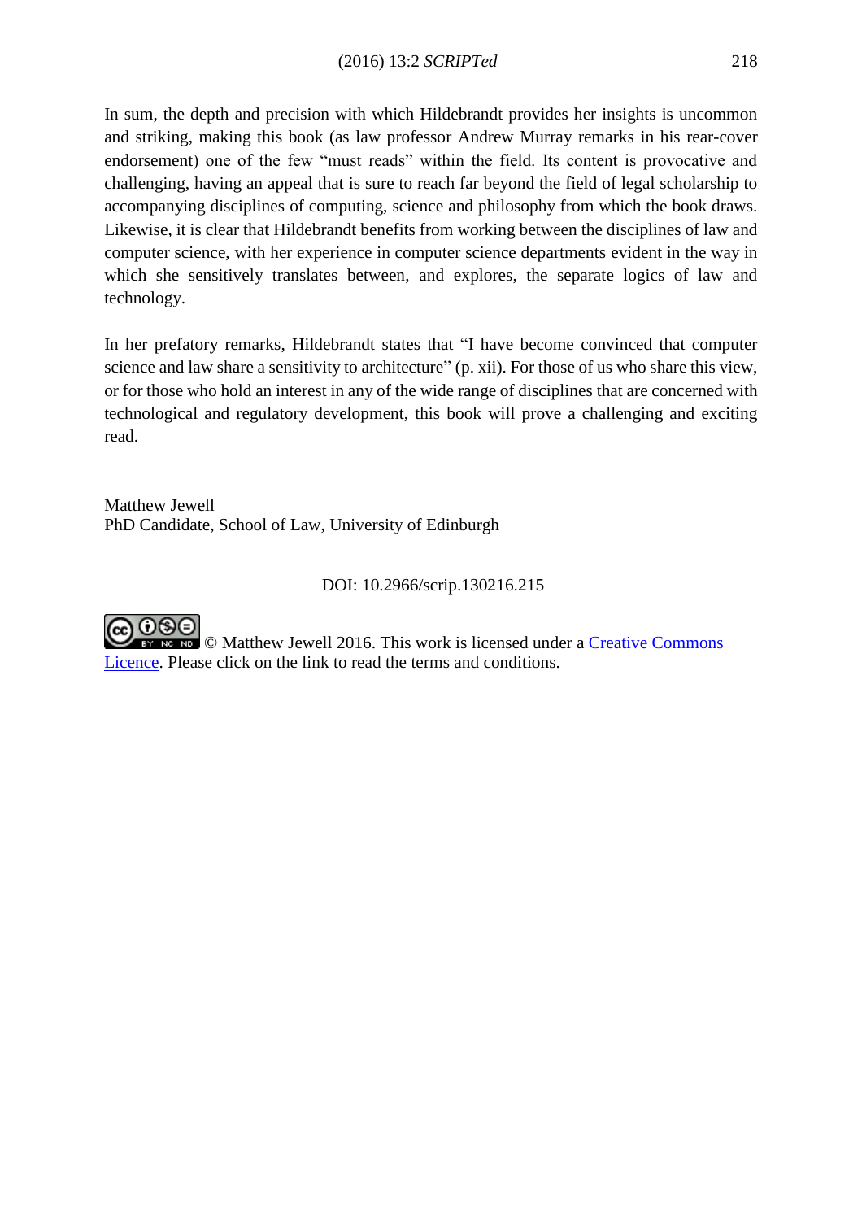In sum, the depth and precision with which Hildebrandt provides her insights is uncommon and striking, making this book (as law professor Andrew Murray remarks in his rear-cover endorsement) one of the few "must reads" within the field. Its content is provocative and challenging, having an appeal that is sure to reach far beyond the field of legal scholarship to accompanying disciplines of computing, science and philosophy from which the book draws. Likewise, it is clear that Hildebrandt benefits from working between the disciplines of law and computer science, with her experience in computer science departments evident in the way in which she sensitively translates between, and explores, the separate logics of law and technology.

In her prefatory remarks, Hildebrandt states that "I have become convinced that computer science and law share a sensitivity to architecture" (p. xii). For those of us who share this view, or for those who hold an interest in any of the wide range of disciplines that are concerned with technological and regulatory development, this book will prove a challenging and exciting read.

Matthew Jewell
PhD Candidate, School of Law, University of Edinburgh

DOI: 10.2966/scrip.130216.215

© Matthew Jewell 2016. This work is licensed under a Creative Commons Licence. Please click on the link to read the terms and conditions.